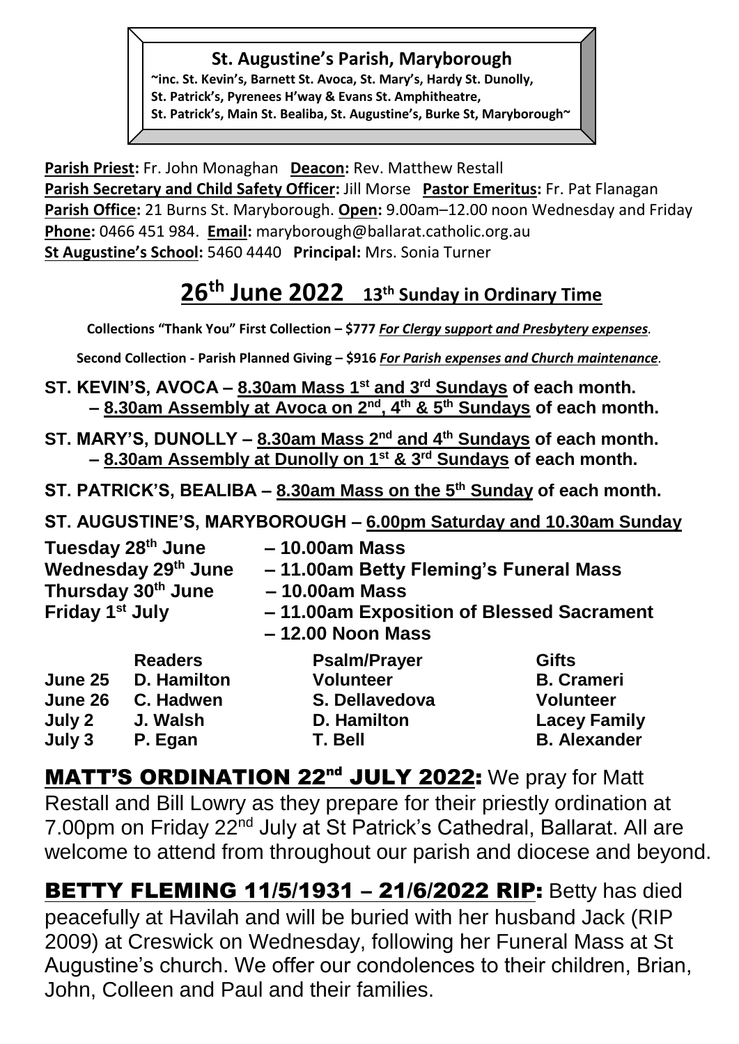**St. Augustine's Parish, Maryborough**

~inc. St. Kevin's, Barnett St. Avoca, St. Mary's, Hardy St. Dunolly,
St. Patrick's, Pyrenees H'way & Evans St. Amphitheatre,
St. Patrick's, Main St. Bealiba, St. Augustine's, Burke St, Maryborough~

**Parish Priest:** Fr. John Monaghan **Deacon:** Rev. Matthew Restall
**Parish Secretary and Child Safety Officer:** Jill Morse **Pastor Emeritus:** Fr. Pat Flanagan
**Parish Office:** 21 Burns St. Maryborough. **Open:** 9.00am–12.00 noon Wednesday and Friday
**Phone:** 0466 451 984. **Email:** maryborough@ballarat.catholic.org.au
**St Augustine's School:** 5460 4440 **Principal:** Mrs. Sonia Turner

# 26th June 2022 13th Sunday in Ordinary Time

**Collections "Thank You" First Collection – $777** ***For Clergy support and Presbytery expenses.***

**Second Collection - Parish Planned Giving – $916** ***For Parish expenses and Church maintenance.***

**ST. KEVIN'S, AVOCA – 8.30am Mass 1st and 3rd Sundays of each month.**
**– 8.30am Assembly at Avoca on 2nd, 4th & 5th Sundays of each month.**

**ST. MARY'S, DUNOLLY – 8.30am Mass 2nd and 4th Sundays of each month.**
**– 8.30am Assembly at Dunolly on 1st & 3rd Sundays of each month.**

**ST. PATRICK'S, BEALIBA – 8.30am Mass on the 5th Sunday of each month.**

**ST. AUGUSTINE'S, MARYBOROUGH – 6.00pm Saturday and 10.30am Sunday**

**Tuesday 28th June – 10.00am Mass**
**Wednesday 29th June – 11.00am Betty Fleming's Funeral Mass**
**Thursday 30th June – 10.00am Mass**
**Friday 1st July – 11.00am Exposition of Blessed Sacrament**
**– 12.00 Noon Mass**

| | Readers | Psalm/Prayer | Gifts |
|---|---|---|---|
| June 25 | D. Hamilton | Volunteer | B. Crameri |
| June 26 | C. Hadwen | S. Dellavedova | Volunteer |
| July 2 | J. Walsh | D. Hamilton | Lacey Family |
| July 3 | P. Egan | T. Bell | B. Alexander |

**MATT'S ORDINATION 22nd JULY 2022:** We pray for Matt Restall and Bill Lowry as they prepare for their priestly ordination at 7.00pm on Friday 22nd July at St Patrick's Cathedral, Ballarat. All are welcome to attend from throughout our parish and diocese and beyond.

**BETTY FLEMING 11/5/1931 – 21/6/2022 RIP:** Betty has died peacefully at Havilah and will be buried with her husband Jack (RIP 2009) at Creswick on Wednesday, following her Funeral Mass at St Augustine's church. We offer our condolences to their children, Brian, John, Colleen and Paul and their families.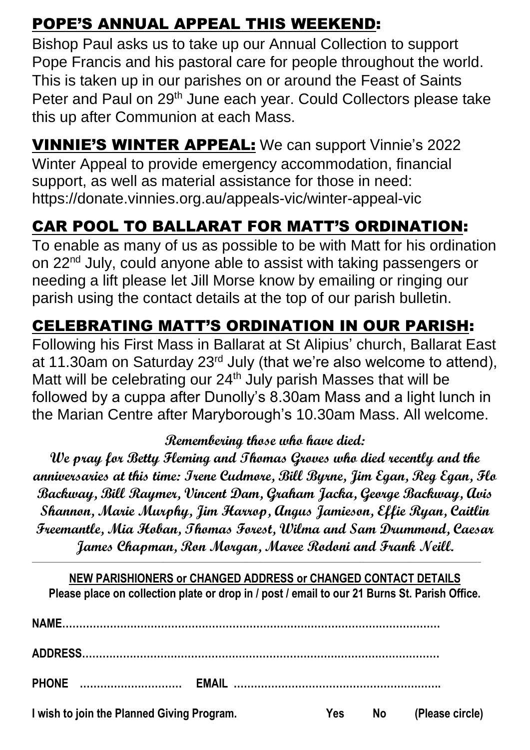## POPE'S ANNUAL APPEAL THIS WEEKEND:

Bishop Paul asks us to take up our Annual Collection to support Pope Francis and his pastoral care for people throughout the world. This is taken up in our parishes on or around the Feast of Saints Peter and Paul on 29th June each year. Could Collectors please take this up after Communion at each Mass.

**VINNIE'S WINTER APPEAL:** We can support Vinnie's 2022 Winter Appeal to provide emergency accommodation, financial support, as well as material assistance for those in need: https://donate.vinnies.org.au/appeals-vic/winter-appeal-vic

## CAR POOL TO BALLARAT FOR MATT'S ORDINATION:

To enable as many of us as possible to be with Matt for his ordination on 22nd July, could anyone able to assist with taking passengers or needing a lift please let Jill Morse know by emailing or ringing our parish using the contact details at the top of our parish bulletin.

## CELEBRATING MATT'S ORDINATION IN OUR PARISH:

Following his First Mass in Ballarat at St Alipius' church, Ballarat East at 11.30am on Saturday 23rd July (that we're also welcome to attend), Matt will be celebrating our 24th July parish Masses that will be followed by a cuppa after Dunolly's 8.30am Mass and a light lunch in the Marian Centre after Maryborough's 10.30am Mass. All welcome.

**Remembering those who have died:**

**We pray for Betty Fleming and Thomas Groves who died recently and the anniversaries at this time: Irene Cudmore, Bill Byrne, Jim Egan, Reg Egan, Flo Backway, Bill Raymer, Vincent Dam, Graham Jacka, George Backway, Avis Shannon, Marie Murphy, Jim Harrop, Angus Jamieson, Effie Ryan, Caitlin Freemantle, Mia Hoban, Thomas Forest, Wilma and Sam Drummond, Caesar James Chapman, Ron Morgan, Maree Rodoni and Frank Neill.**

---

**NEW PARISHIONERS or CHANGED ADDRESS or CHANGED CONTACT DETAILS**
**Please place on collection plate or drop in / post / email to our 21 Burns St. Parish Office.**

**NAME**…………………………………………………………………………………………

**ADDRESS**……………………………………………………………………………………

**PHONE** ………………………… **EMAIL** …………………………………………………….

**I wish to join the Planned Giving Program.** **Yes** **No** **(Please circle)**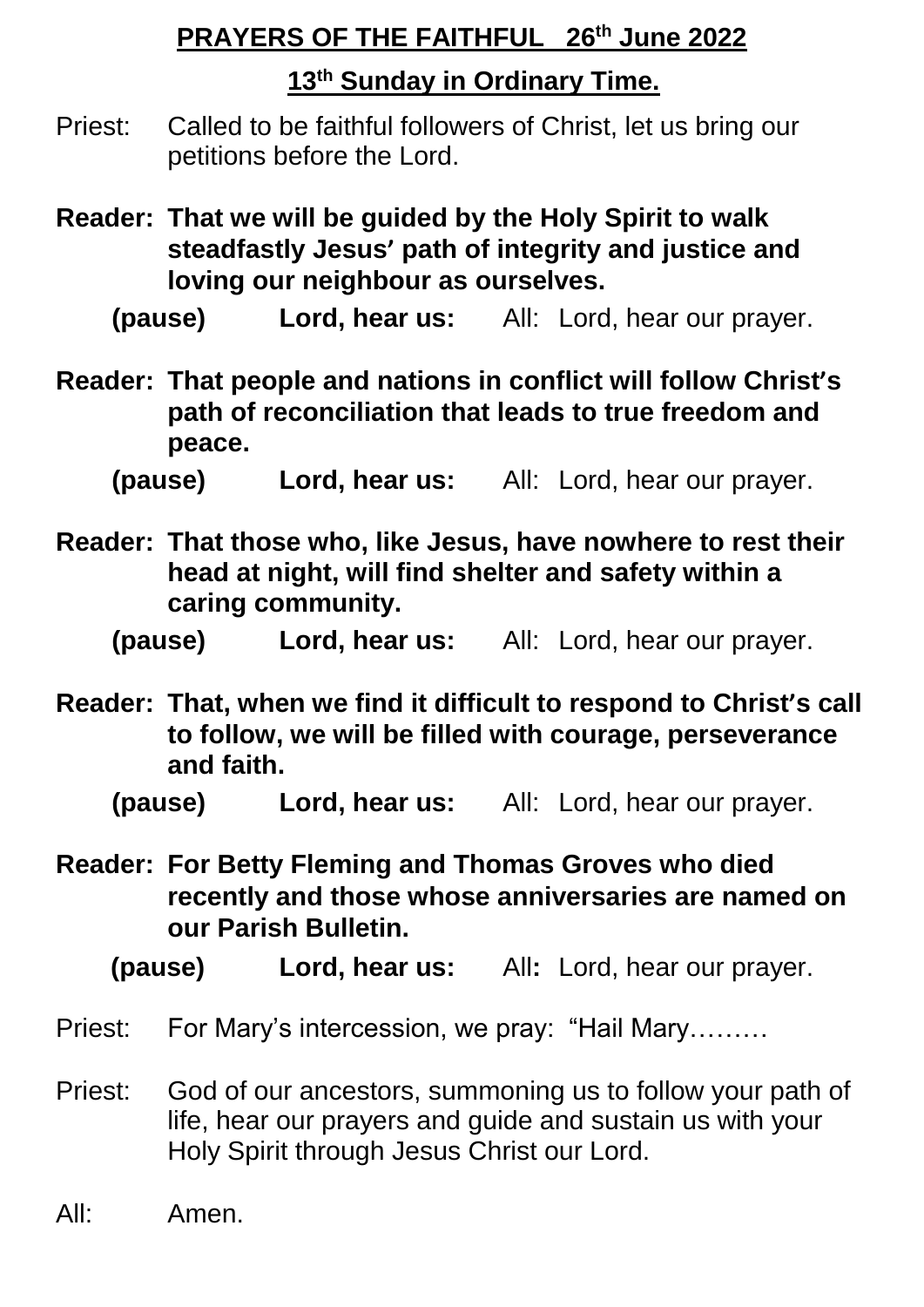## PRAYERS OF THE FAITHFUL 26th June 2022

### 13th Sunday in Ordinary Time.

Priest: Called to be faithful followers of Christ, let us bring our petitions before the Lord.

**Reader: That we will be guided by the Holy Spirit to walk steadfastly Jesus′ path of integrity and justice and loving our neighbour as ourselves.**

**(pause) Lord, hear us:** All: Lord, hear our prayer.

**Reader: That people and nations in conflict will follow Christ′s path of reconciliation that leads to true freedom and peace.**

**(pause) Lord, hear us:** All: Lord, hear our prayer.

**Reader: That those who, like Jesus, have nowhere to rest their head at night, will find shelter and safety within a caring community.**

**(pause) Lord, hear us:** All: Lord, hear our prayer.

**Reader: That, when we find it difficult to respond to Christ′s call to follow, we will be filled with courage, perseverance and faith.**

**(pause) Lord, hear us:** All: Lord, hear our prayer.

**Reader: For Betty Fleming and Thomas Groves who died recently and those whose anniversaries are named on our Parish Bulletin.**

**(pause) Lord, hear us:** All**:** Lord, hear our prayer.

Priest: For Mary's intercession, we pray: "Hail Mary………

Priest: God of our ancestors, summoning us to follow your path of life, hear our prayers and guide and sustain us with your Holy Spirit through Jesus Christ our Lord.

All: Amen.